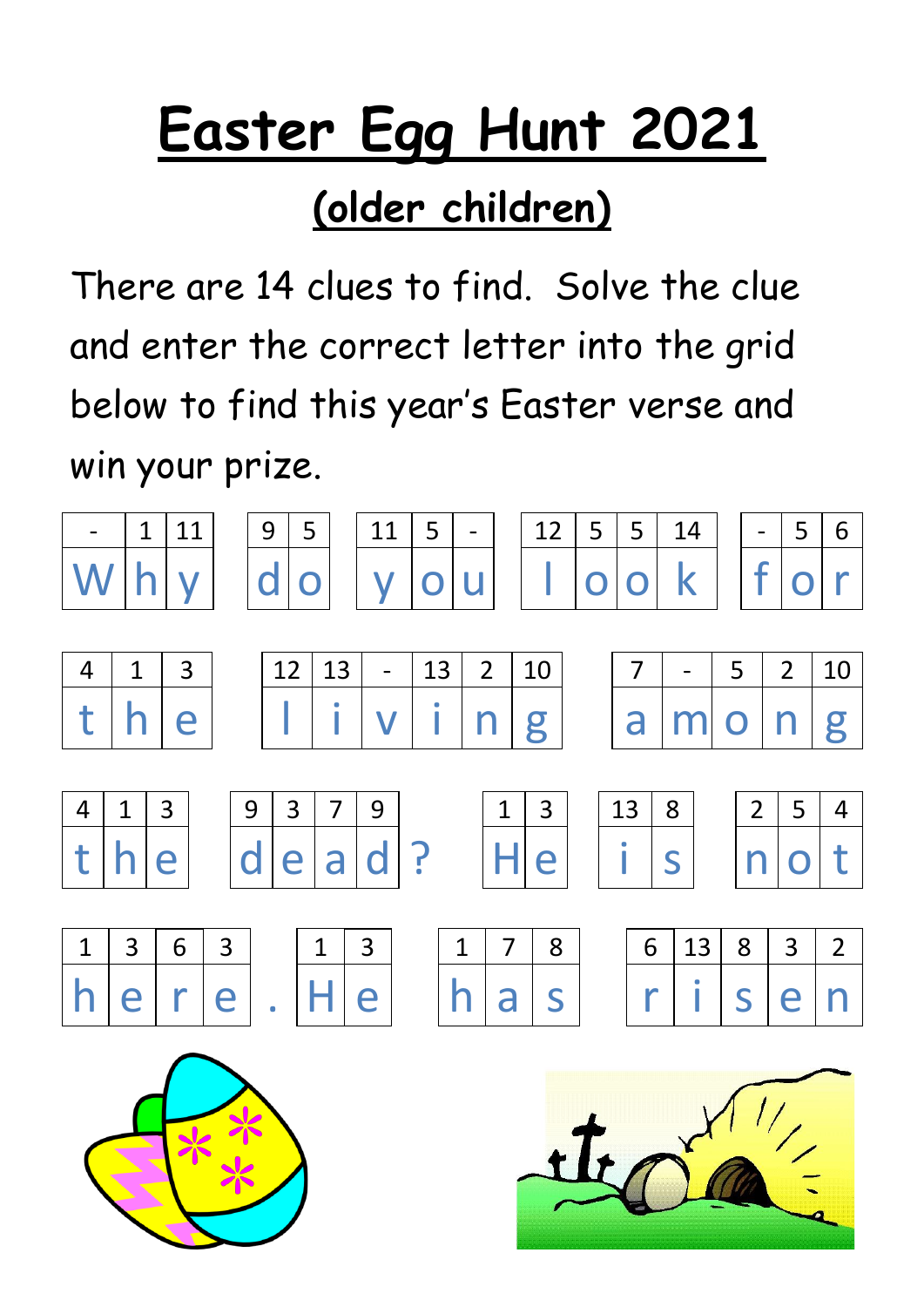# Easter Egg Hunt 2021

## (older children)

There are 14 clues to find. Solve the clue and enter the correct letter into the grid below to find this year's Easter verse and win your prize.

| - | 1 | 11 |
|---|---|---|
| W | h | y |

| 9 | 5 |
|---|---|
| d | o |

| 11 | 5 | - |
|---|---|---|
| y | o | u |

| 12 | 5 | 5 | 14 |
|---|---|---|---|
| l | o | o | k |

| - | 5 | 6 |
|---|---|---|
| f | o | r |

| 4 | 1 | 3 |
|---|---|---|
| t | h | e |

| 12 | 13 | - | 13 | 2 | 10 |
|---|---|---|---|---|---|
| l | i | v | i | n | g |

| 7 | - | 5 | 2 | 10 |
|---|---|---|---|---|
| a | m | o | n | g |

| 4 | 1 | 3 |
|---|---|---|
| t | h | e |

| 9 | 3 | 7 | 9 |
|---|---|---|---|
| d | e | a | d |

?

| 1 | 3 |
|---|---|
| H | e |

| 13 | 8 |
|---|---|
| i | s |

| 2 | 5 | 4 |
|---|---|---|
| n | o | t |

| 1 | 3 | 6 | 3 |
|---|---|---|---|
| h | e | r | e |

.

| 1 | 3 |
|---|---|
| H | e |

| 1 | 7 | 8 |
|---|---|---|
| h | a | s |

| 6 | 13 | 8 | 3 | 2 |
|---|---|---|---|---|
| r | i | s | e | n |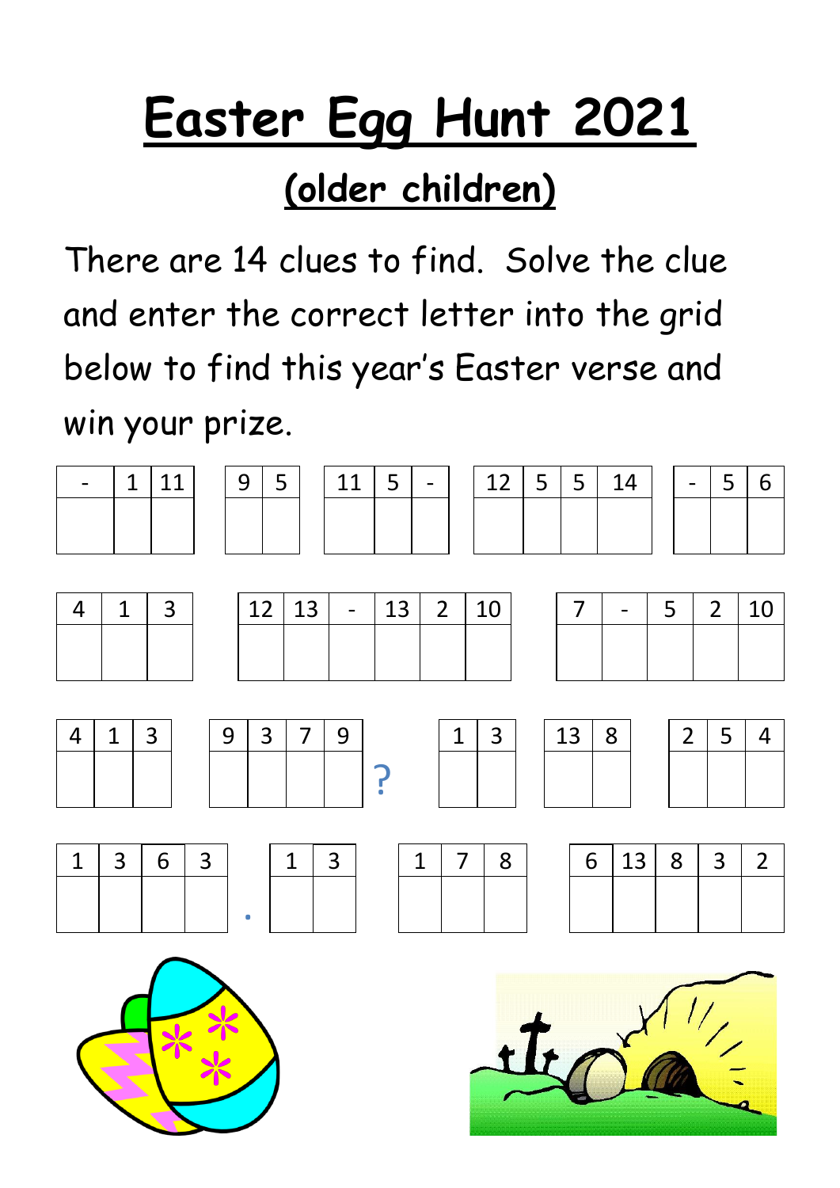# Easter Egg Hunt 2021

## (older children)

There are 14 clues to find. Solve the clue and enter the correct letter into the grid below to find this year's Easter verse and win your prize.

| - | 1 | 11 |
|---|---|---|
| | | |

| 9 | 5 |
|---|---|
| | |

| 11 | 5 | - |
|---|---|---|
| | | |

| 12 | 5 | 5 | 14 |
|---|---|---|---|
| | | | |

| - | 5 | 6 |
|---|---|---|
| | | |

| 4 | 1 | 3 |
|---|---|---|
| | | |

| 12 | 13 | - | 13 | 2 | 10 |
|---|---|---|---|---|---|
| | | | | | |

| 7 | - | 5 | 2 | 10 |
|---|---|---|---|---|
| | | | | |

| 4 | 1 | 3 |
|---|---|---|
| | | |

| 9 | 3 | 7 | 9 |
|---|---|---|---|
| | | | |

?

| 1 | 3 |
|---|---|
| | |

| 13 | 8 |
|---|---|
| | |

| 2 | 5 | 4 |
|---|---|---|
| | | |

| 1 | 3 | 6 | 3 |
|---|---|---|---|
| | | | |

.

| 1 | 3 |
|---|---|
| | |

| 1 | 7 | 8 |
|---|---|---|
| | | |

| 6 | 13 | 8 | 3 | 2 |
|---|---|---|---|---|
| | | | | |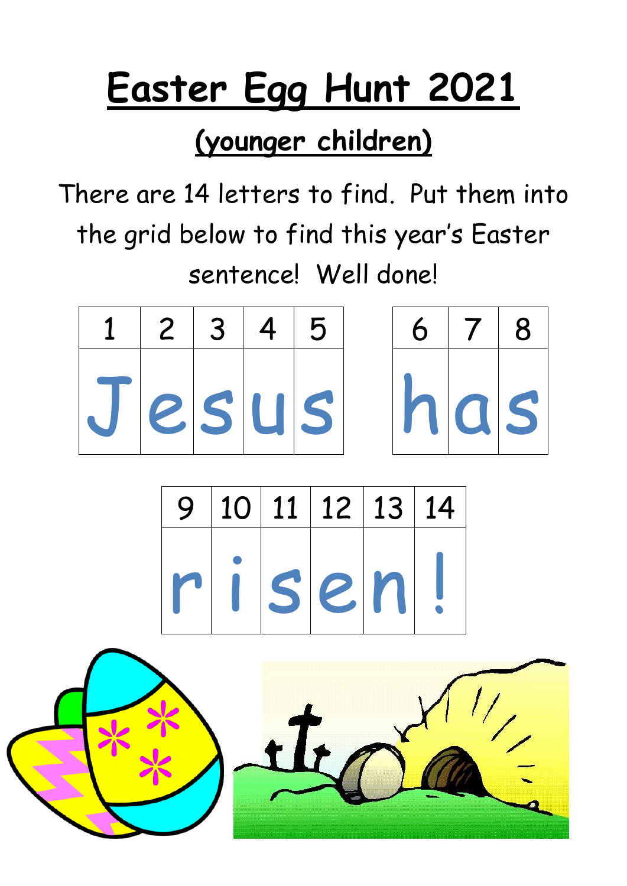# Easter Egg Hunt 2021

## (younger children)

There are 14 letters to find. Put them into the grid below to find this year's Easter sentence! Well done!

| 1 | 2 | 3 | 4 | 5 |
|---|---|---|---|---|
| J | e | s | u | s |

| 6 | 7 | 8 |
|---|---|---|
| h | a | s |

| 9 | 10 | 11 | 12 | 13 | 14 |
|---|---|---|---|---|---|
| r | i | s | e | n | ! |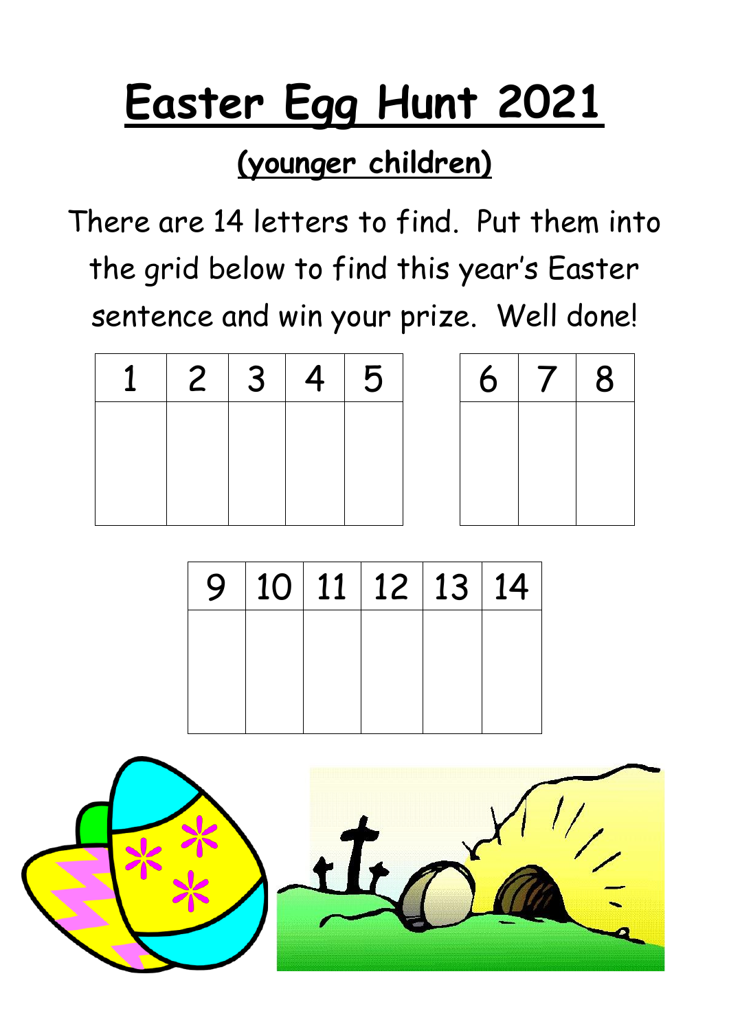# Easter Egg Hunt 2021

## (younger children)

There are 14 letters to find. Put them into the grid below to find this year's Easter sentence and win your prize. Well done!

| 1 | 2 | 3 | 4 | 5 |
| --- | --- | --- | --- | --- |
| | | | | |

| 6 | 7 | 8 |
| --- | --- | --- |
| | | |

| 9 | 10 | 11 | 12 | 13 | 14 |
| --- | --- | --- | --- | --- | --- |
| | | | | | |